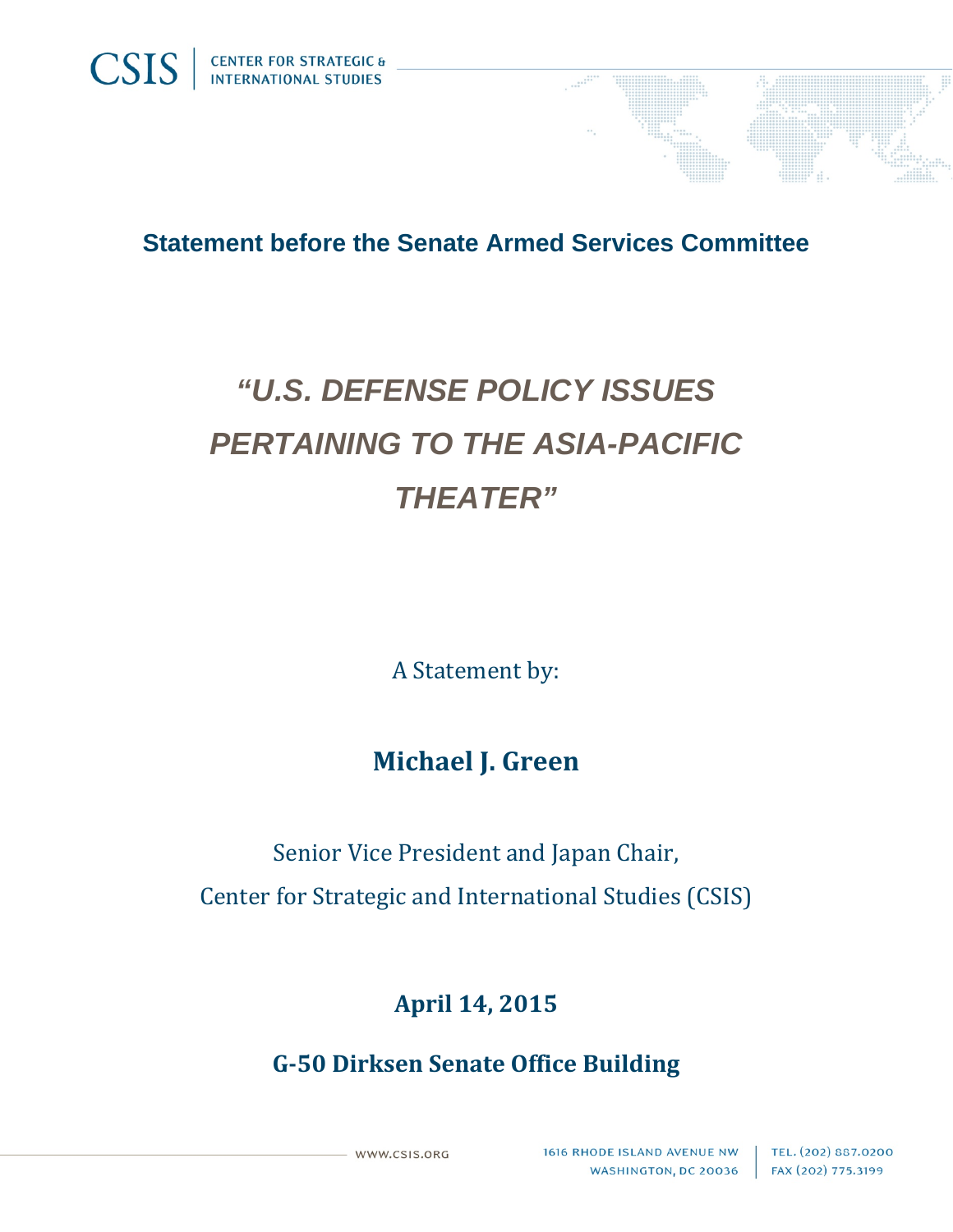CSIS | CENTER FOR STRATEGIC & INTERNATIONAL STUDIES

## Statement before the Senate Armed Services Committee

# *"U.S. DEFENSE POLICY ISSUES PERTAINING TO THE ASIA-PACIFIC THEATER"*

A Statement by:

**Michael J. Green**

Senior Vice President and Japan Chair,

Center for Strategic and International Studies (CSIS)

**April 14, 2015**

**G-50 Dirksen Senate Office Building**

WWW.CSIS.ORG

1616 RHODE ISLAND AVENUE NW
WASHINGTON, DC 20036

TEL. (202) 887.0200
FAX (202) 775.3199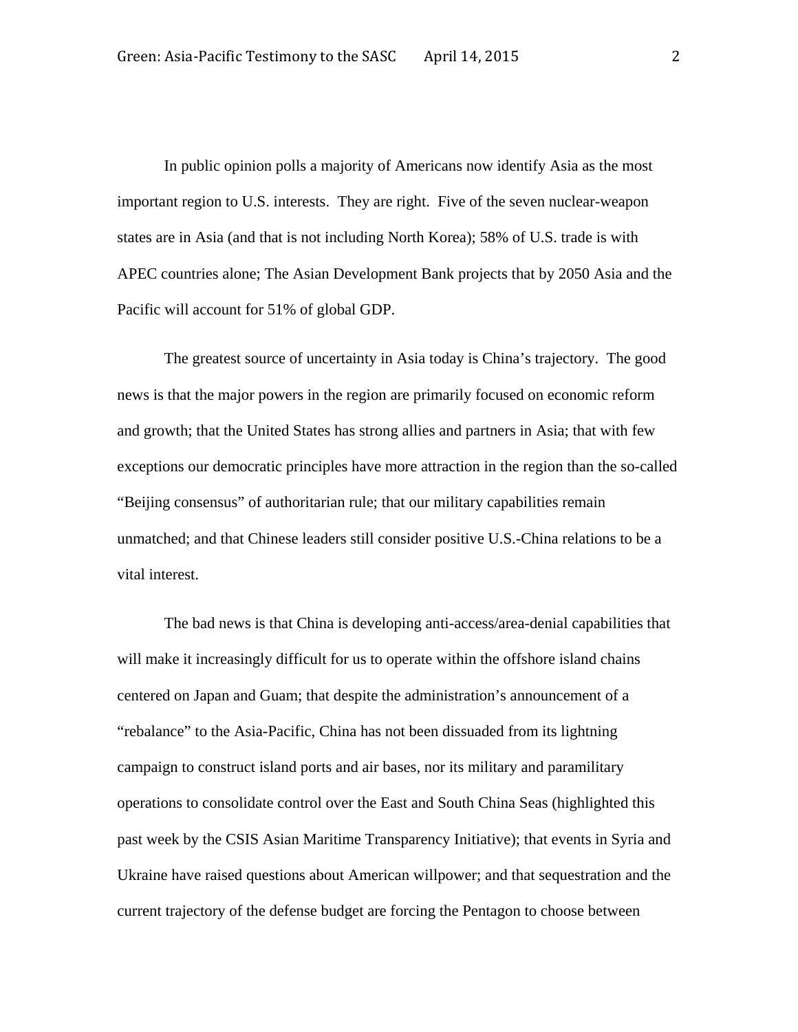In public opinion polls a majority of Americans now identify Asia as the most important region to U.S. interests. They are right. Five of the seven nuclear-weapon states are in Asia (and that is not including North Korea); 58% of U.S. trade is with APEC countries alone; The Asian Development Bank projects that by 2050 Asia and the Pacific will account for 51% of global GDP.

The greatest source of uncertainty in Asia today is China's trajectory. The good news is that the major powers in the region are primarily focused on economic reform and growth; that the United States has strong allies and partners in Asia; that with few exceptions our democratic principles have more attraction in the region than the so-called "Beijing consensus" of authoritarian rule; that our military capabilities remain unmatched; and that Chinese leaders still consider positive U.S.-China relations to be a vital interest.

The bad news is that China is developing anti-access/area-denial capabilities that will make it increasingly difficult for us to operate within the offshore island chains centered on Japan and Guam; that despite the administration's announcement of a "rebalance" to the Asia-Pacific, China has not been dissuaded from its lightning campaign to construct island ports and air bases, nor its military and paramilitary operations to consolidate control over the East and South China Seas (highlighted this past week by the CSIS Asian Maritime Transparency Initiative); that events in Syria and Ukraine have raised questions about American willpower; and that sequestration and the current trajectory of the defense budget are forcing the Pentagon to choose between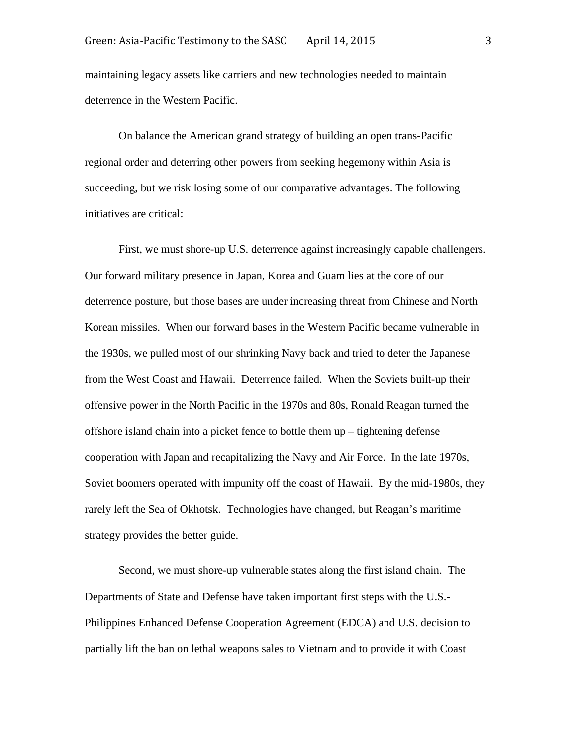maintaining legacy assets like carriers and new technologies needed to maintain deterrence in the Western Pacific.

On balance the American grand strategy of building an open trans-Pacific regional order and deterring other powers from seeking hegemony within Asia is succeeding, but we risk losing some of our comparative advantages. The following initiatives are critical:

First, we must shore-up U.S. deterrence against increasingly capable challengers. Our forward military presence in Japan, Korea and Guam lies at the core of our deterrence posture, but those bases are under increasing threat from Chinese and North Korean missiles. When our forward bases in the Western Pacific became vulnerable in the 1930s, we pulled most of our shrinking Navy back and tried to deter the Japanese from the West Coast and Hawaii. Deterrence failed. When the Soviets built-up their offensive power in the North Pacific in the 1970s and 80s, Ronald Reagan turned the offshore island chain into a picket fence to bottle them up – tightening defense cooperation with Japan and recapitalizing the Navy and Air Force. In the late 1970s, Soviet boomers operated with impunity off the coast of Hawaii. By the mid-1980s, they rarely left the Sea of Okhotsk. Technologies have changed, but Reagan's maritime strategy provides the better guide.

Second, we must shore-up vulnerable states along the first island chain. The Departments of State and Defense have taken important first steps with the U.S.-Philippines Enhanced Defense Cooperation Agreement (EDCA) and U.S. decision to partially lift the ban on lethal weapons sales to Vietnam and to provide it with Coast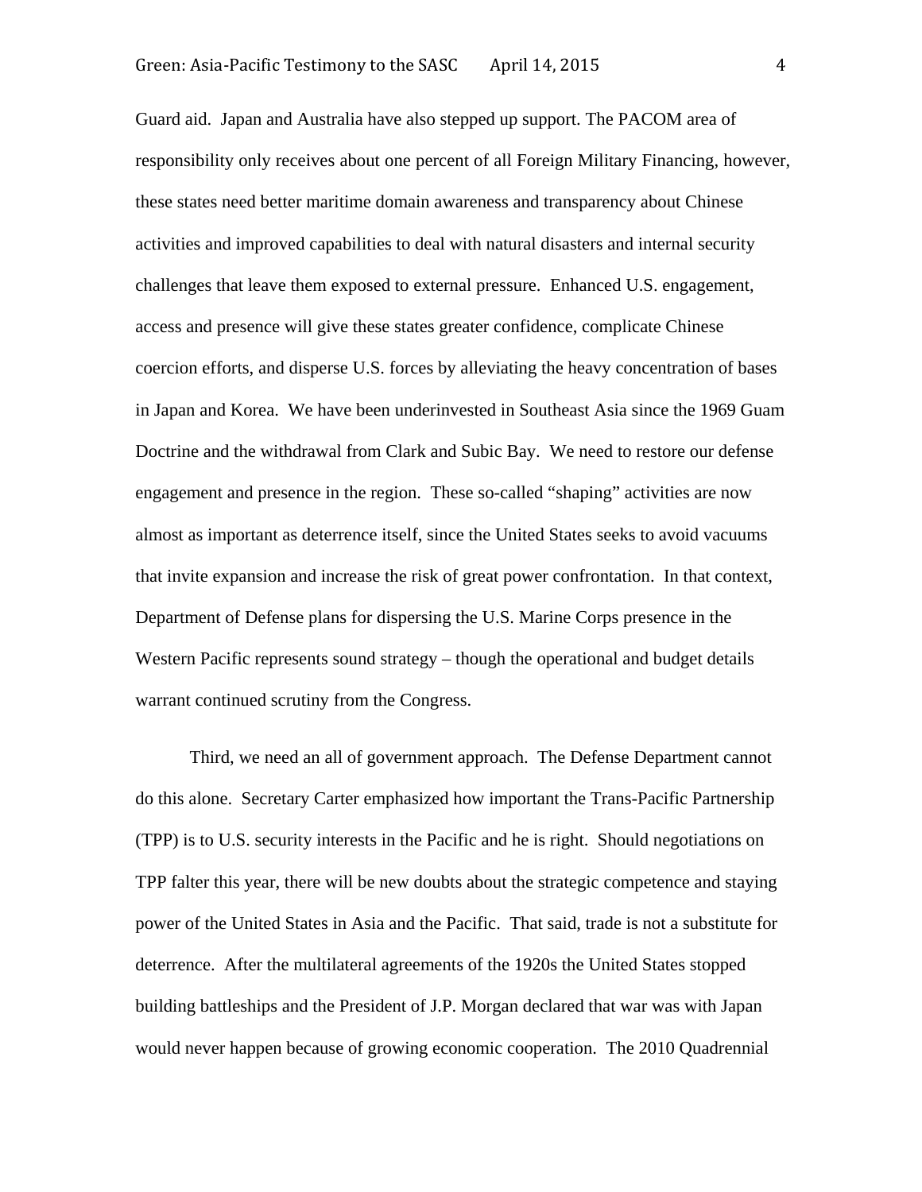Guard aid. Japan and Australia have also stepped up support. The PACOM area of responsibility only receives about one percent of all Foreign Military Financing, however, these states need better maritime domain awareness and transparency about Chinese activities and improved capabilities to deal with natural disasters and internal security challenges that leave them exposed to external pressure. Enhanced U.S. engagement, access and presence will give these states greater confidence, complicate Chinese coercion efforts, and disperse U.S. forces by alleviating the heavy concentration of bases in Japan and Korea. We have been underinvested in Southeast Asia since the 1969 Guam Doctrine and the withdrawal from Clark and Subic Bay. We need to restore our defense engagement and presence in the region. These so-called "shaping" activities are now almost as important as deterrence itself, since the United States seeks to avoid vacuums that invite expansion and increase the risk of great power confrontation. In that context, Department of Defense plans for dispersing the U.S. Marine Corps presence in the Western Pacific represents sound strategy – though the operational and budget details warrant continued scrutiny from the Congress.

Third, we need an all of government approach. The Defense Department cannot do this alone. Secretary Carter emphasized how important the Trans-Pacific Partnership (TPP) is to U.S. security interests in the Pacific and he is right. Should negotiations on TPP falter this year, there will be new doubts about the strategic competence and staying power of the United States in Asia and the Pacific. That said, trade is not a substitute for deterrence. After the multilateral agreements of the 1920s the United States stopped building battleships and the President of J.P. Morgan declared that war was with Japan would never happen because of growing economic cooperation. The 2010 Quadrennial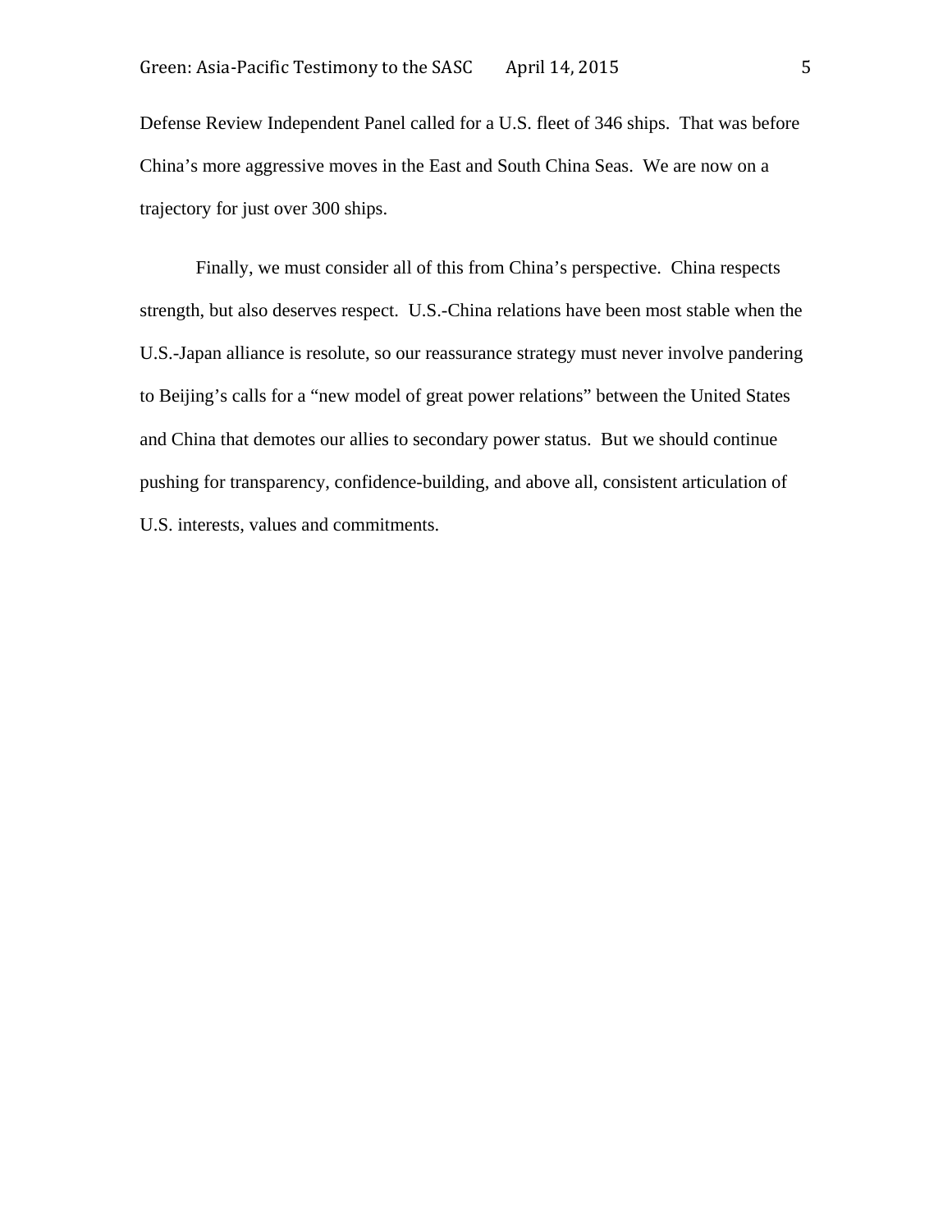Defense Review Independent Panel called for a U.S. fleet of 346 ships. That was before China's more aggressive moves in the East and South China Seas. We are now on a trajectory for just over 300 ships.

Finally, we must consider all of this from China's perspective. China respects strength, but also deserves respect. U.S.-China relations have been most stable when the U.S.-Japan alliance is resolute, so our reassurance strategy must never involve pandering to Beijing's calls for a "new model of great power relations" between the United States and China that demotes our allies to secondary power status. But we should continue pushing for transparency, confidence-building, and above all, consistent articulation of U.S. interests, values and commitments.